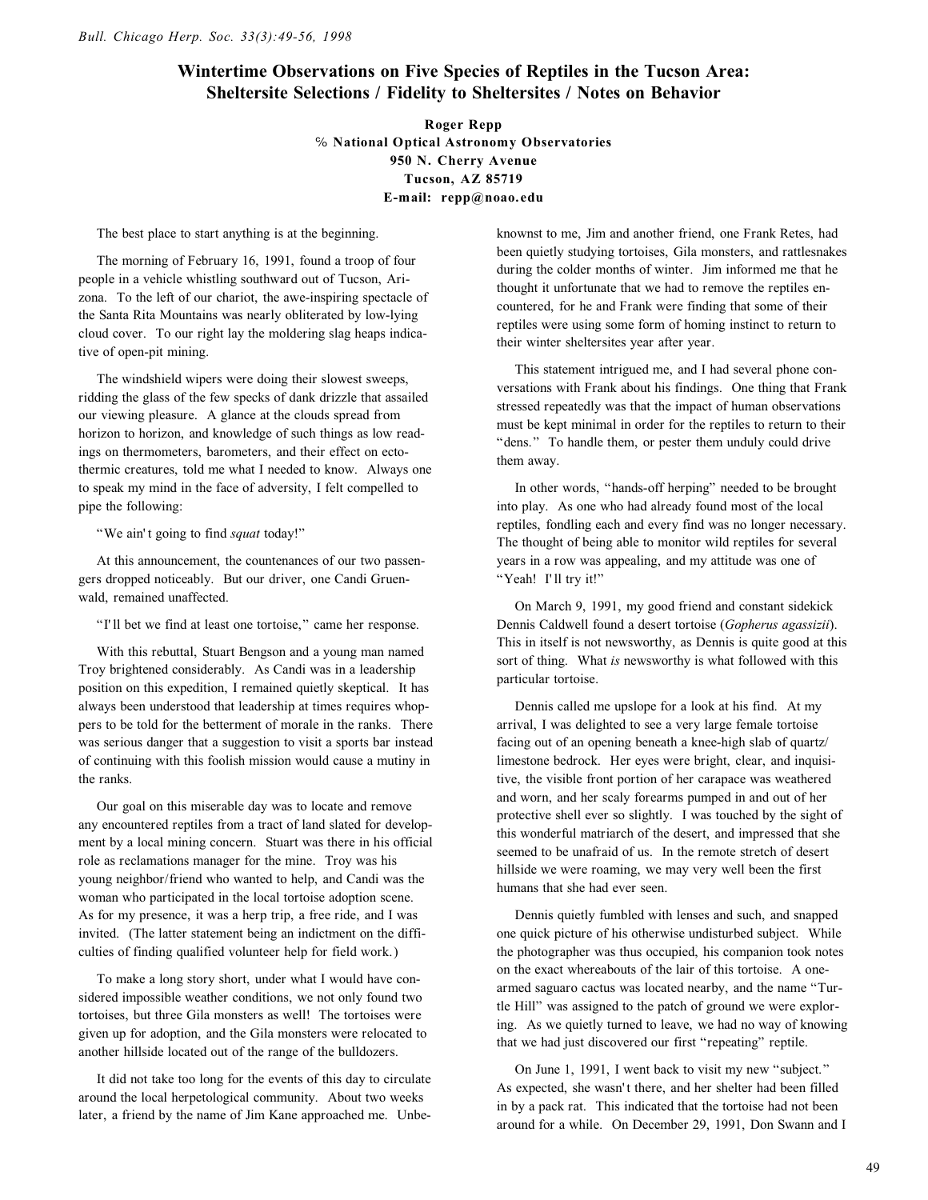# Wintertime Observations on Five Species of Reptiles in the Tucson Area: Sheltersite Selections / Fidelity to Sheltersites / Notes on Behavior

**Roger Repp**
**% National Optical Astronomy Observatories**
**950 N. Cherry Avenue**
**Tucson, AZ 85719**
**E-mail: repp@noao.edu**

The best place to start anything is at the beginning.

The morning of February 16, 1991, found a troop of four people in a vehicle whistling southward out of Tucson, Arizona. To the left of our chariot, the awe-inspiring spectacle of the Santa Rita Mountains was nearly obliterated by low-lying cloud cover. To our right lay the moldering slag heaps indicative of open-pit mining.

The windshield wipers were doing their slowest sweeps, ridding the glass of the few specks of dank drizzle that assailed our viewing pleasure. A glance at the clouds spread from horizon to horizon, and knowledge of such things as low readings on thermometers, barometers, and their effect on ectothermic creatures, told me what I needed to know. Always one to speak my mind in the face of adversity, I felt compelled to pipe the following:

"We ain't going to find *squat* today!"

At this announcement, the countenances of our two passengers dropped noticeably. But our driver, one Candi Gruenwald, remained unaffected.

"I'll bet we find at least one tortoise," came her response.

With this rebuttal, Stuart Bengson and a young man named Troy brightened considerably. As Candi was in a leadership position on this expedition, I remained quietly skeptical. It has always been understood that leadership at times requires whoppers to be told for the betterment of morale in the ranks. There was serious danger that a suggestion to visit a sports bar instead of continuing with this foolish mission would cause a mutiny in the ranks.

Our goal on this miserable day was to locate and remove any encountered reptiles from a tract of land slated for development by a local mining concern. Stuart was there in his official role as reclamations manager for the mine. Troy was his young neighbor/friend who wanted to help, and Candi was the woman who participated in the local tortoise adoption scene. As for my presence, it was a herp trip, a free ride, and I was invited. (The latter statement being an indictment on the difficulties of finding qualified volunteer help for field work.)

To make a long story short, under what I would have considered impossible weather conditions, we not only found two tortoises, but three Gila monsters as well! The tortoises were given up for adoption, and the Gila monsters were relocated to another hillside located out of the range of the bulldozers.

It did not take too long for the events of this day to circulate around the local herpetological community. About two weeks later, a friend by the name of Jim Kane approached me. Unbeknownst to me, Jim and another friend, one Frank Retes, had been quietly studying tortoises, Gila monsters, and rattlesnakes during the colder months of winter. Jim informed me that he thought it unfortunate that we had to remove the reptiles encountered, for he and Frank were finding that some of their reptiles were using some form of homing instinct to return to their winter sheltersites year after year.

This statement intrigued me, and I had several phone conversations with Frank about his findings. One thing that Frank stressed repeatedly was that the impact of human observations must be kept minimal in order for the reptiles to return to their "dens." To handle them, or pester them unduly could drive them away.

In other words, "hands-off herping" needed to be brought into play. As one who had already found most of the local reptiles, fondling each and every find was no longer necessary. The thought of being able to monitor wild reptiles for several years in a row was appealing, and my attitude was one of "Yeah! I'll try it!"

On March 9, 1991, my good friend and constant sidekick Dennis Caldwell found a desert tortoise (*Gopherus agassizii*). This in itself is not newsworthy, as Dennis is quite good at this sort of thing. What *is* newsworthy is what followed with this particular tortoise.

Dennis called me upslope for a look at his find. At my arrival, I was delighted to see a very large female tortoise facing out of an opening beneath a knee-high slab of quartz/limestone bedrock. Her eyes were bright, clear, and inquisitive, the visible front portion of her carapace was weathered and worn, and her scaly forearms pumped in and out of her protective shell ever so slightly. I was touched by the sight of this wonderful matriarch of the desert, and impressed that she seemed to be unafraid of us. In the remote stretch of desert hillside we were roaming, we may very well been the first humans that she had ever seen.

Dennis quietly fumbled with lenses and such, and snapped one quick picture of his otherwise undisturbed subject. While the photographer was thus occupied, his companion took notes on the exact whereabouts of the lair of this tortoise. A one-armed saguaro cactus was located nearby, and the name "Turtle Hill" was assigned to the patch of ground we were exploring. As we quietly turned to leave, we had no way of knowing that we had just discovered our first "repeating" reptile.

On June 1, 1991, I went back to visit my new "subject." As expected, she wasn't there, and her shelter had been filled in by a pack rat. This indicated that the tortoise had not been around for a while. On December 29, 1991, Don Swann and I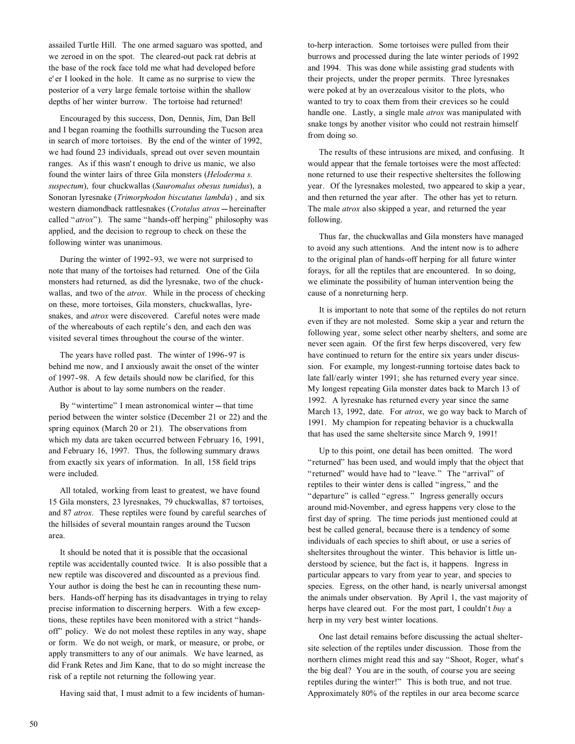assailed Turtle Hill. The one armed saguaro was spotted, and we zeroed in on the spot. The cleared-out pack rat debris at the base of the rock face told me what had developed before e'er I looked in the hole. It came as no surprise to view the posterior of a very large female tortoise within the shallow depths of her winter burrow. The tortoise had returned!

Encouraged by this success, Don, Dennis, Jim, Dan Bell and I began roaming the foothills surrounding the Tucson area in search of more tortoises. By the end of the winter of 1992, we had found 23 individuals, spread out over seven mountain ranges. As if this wasn't enough to drive us manic, we also found the winter lairs of three Gila monsters (*Heloderma s. suspectum*), four chuckwallas (*Sauromalus obesus tumidus*), a Sonoran lyresnake (*Trimorphodon biscutatus lambda*), and six western diamondback rattlesnakes (*Crotalus atrox*—hereinafter called "*atrox*"). The same "hands-off herping" philosophy was applied, and the decision to regroup to check on these the following winter was unanimous.

During the winter of 1992-93, we were not surprised to note that many of the tortoises had returned. One of the Gila monsters had returned, as did the lyresnake, two of the chuckwallas, and two of the *atrox*. While in the process of checking on these, more tortoises, Gila monsters, chuckwallas, lyresnakes, and *atrox* were discovered. Careful notes were made of the whereabouts of each reptile's den, and each den was visited several times throughout the course of the winter.

The years have rolled past. The winter of 1996-97 is behind me now, and I anxiously await the onset of the winter of 1997-98. A few details should now be clarified, for this Author is about to lay some numbers on the reader.

By "wintertime" I mean astronomical winter—that time period between the winter solstice (December 21 or 22) and the spring equinox (March 20 or 21). The observations from which my data are taken occurred between February 16, 1991, and February 16, 1997. Thus, the following summary draws from exactly six years of information. In all, 158 field trips were included.

All totaled, working from least to greatest, we have found 15 Gila monsters, 23 lyresnakes, 79 chuckwallas, 87 tortoises, and 87 *atrox*. These reptiles were found by careful searches of the hillsides of several mountain ranges around the Tucson area.

It should be noted that it is possible that the occasional reptile was accidentally counted twice. It is also possible that a new reptile was discovered and discounted as a previous find. Your author is doing the best he can in recounting these numbers. Hands-off herping has its disadvantages in trying to relay precise information to discerning herpers. With a few exceptions, these reptiles have been monitored with a strict "hands-off" policy. We do not molest these reptiles in any way, shape or form. We do not weigh, or mark, or measure, or probe, or apply transmitters to any of our animals. We have learned, as did Frank Retes and Jim Kane, that to do so might increase the risk of a reptile not returning the following year.

Having said that, I must admit to a few incidents of human-to-herp interaction. Some tortoises were pulled from their burrows and processed during the late winter periods of 1992 and 1994. This was done while assisting grad students with their projects, under the proper permits. Three lyresnakes were poked at by an overzealous visitor to the plots, who wanted to try to coax them from their crevices so he could handle one. Lastly, a single male *atrox* was manipulated with snake tongs by another visitor who could not restrain himself from doing so.

The results of these intrusions are mixed, and confusing. It would appear that the female tortoises were the most affected: none returned to use their respective sheltersites the following year. Of the lyresnakes molested, two appeared to skip a year, and then returned the year after. The other has yet to return. The male *atrox* also skipped a year, and returned the year following.

Thus far, the chuckwallas and Gila monsters have managed to avoid any such attentions. And the intent now is to adhere to the original plan of hands-off herping for all future winter forays, for all the reptiles that are encountered. In so doing, we eliminate the possibility of human intervention being the cause of a nonreturning herp.

It is important to note that some of the reptiles do not return even if they are not molested. Some skip a year and return the following year, some select other nearby shelters, and some are never seen again. Of the first few herps discovered, very few have continued to return for the entire six years under discussion. For example, my longest-running tortoise dates back to late fall/early winter 1991; she has returned every year since. My longest repeating Gila monster dates back to March 13 of 1992. A lyresnake has returned every year since the same March 13, 1992, date. For *atrox*, we go way back to March of 1991. My champion for repeating behavior is a chuckwalla that has used the same sheltersite since March 9, 1991!

Up to this point, one detail has been omitted. The word "returned" has been used, and would imply that the object that "returned" would have had to "leave." The "arrival" of reptiles to their winter dens is called "ingress," and the "departure" is called "egress." Ingress generally occurs around mid-November, and egress happens very close to the first day of spring. The time periods just mentioned could at best be called general, because there is a tendency of some individuals of each species to shift about, or use a series of sheltersites throughout the winter. This behavior is little understood by science, but the fact is, it happens. Ingress in particular appears to vary from year to year, and species to species. Egress, on the other hand, is nearly universal amongst the animals under observation. By April 1, the vast majority of herps have cleared out. For the most part, I couldn't *buy* a herp in my very best winter locations.

One last detail remains before discussing the actual sheltersite selection of the reptiles under discussion. Those from the northern climes might read this and say "Shoot, Roger, what's the big deal? You are in the south, of course you are seeing reptiles during the winter!" This is both true, and not true. Approximately 80% of the reptiles in our area become scarce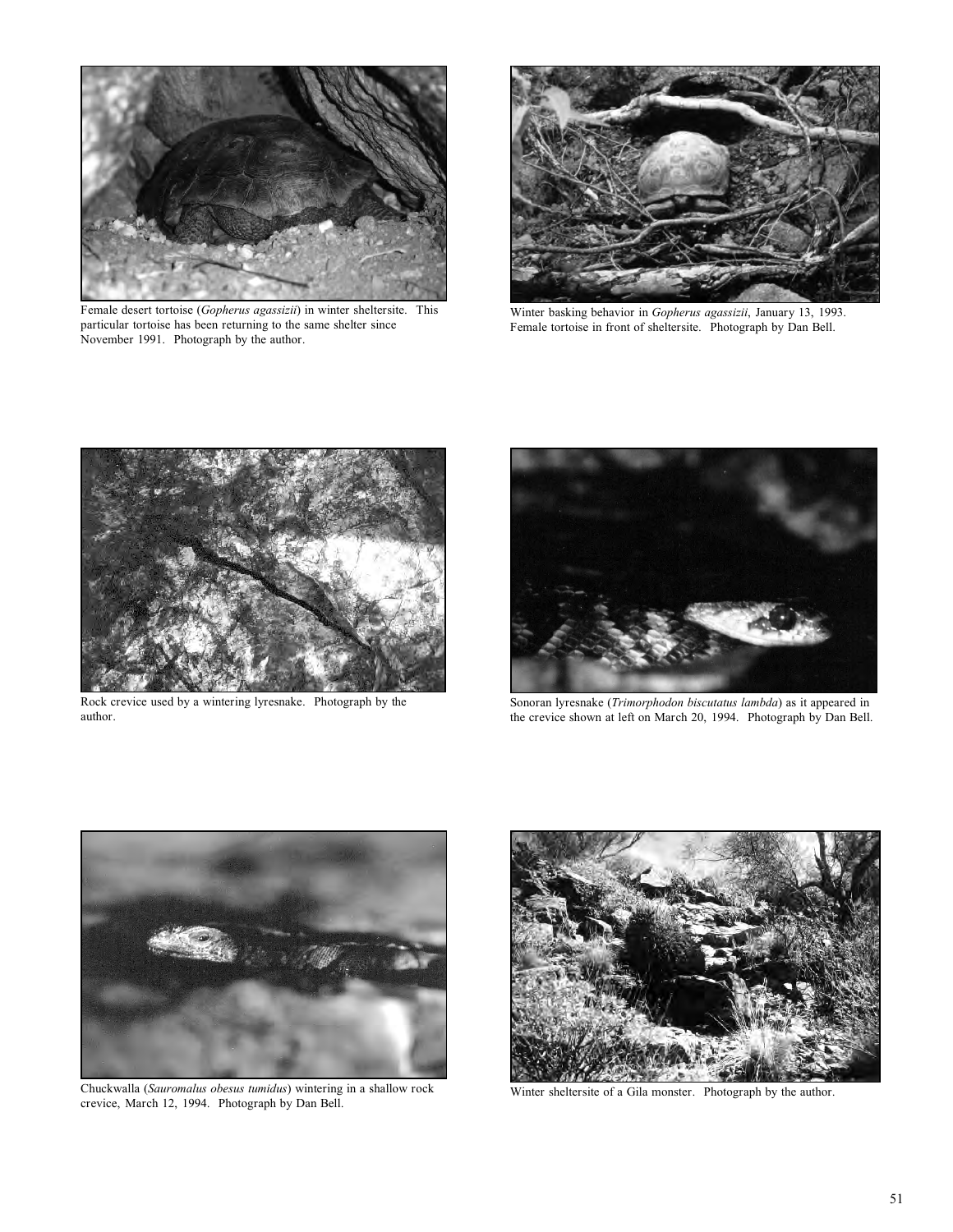Female desert tortoise (*Gopherus agassizii*) in winter sheltersite. This particular tortoise has been returning to the same shelter since November 1991. Photograph by the author.

Winter basking behavior in *Gopherus agassizii*, January 13, 1993. Female tortoise in front of sheltersite. Photograph by Dan Bell.

Rock crevice used by a wintering lyresnake. Photograph by the author.

Sonoran lyresnake (*Trimorphodon biscutatus lambda*) as it appeared in the crevice shown at left on March 20, 1994. Photograph by Dan Bell.

Chuckwalla (*Sauromalus obesus tumidus*) wintering in a shallow rock crevice, March 12, 1994. Photograph by Dan Bell.

Winter sheltersite of a Gila monster. Photograph by the author.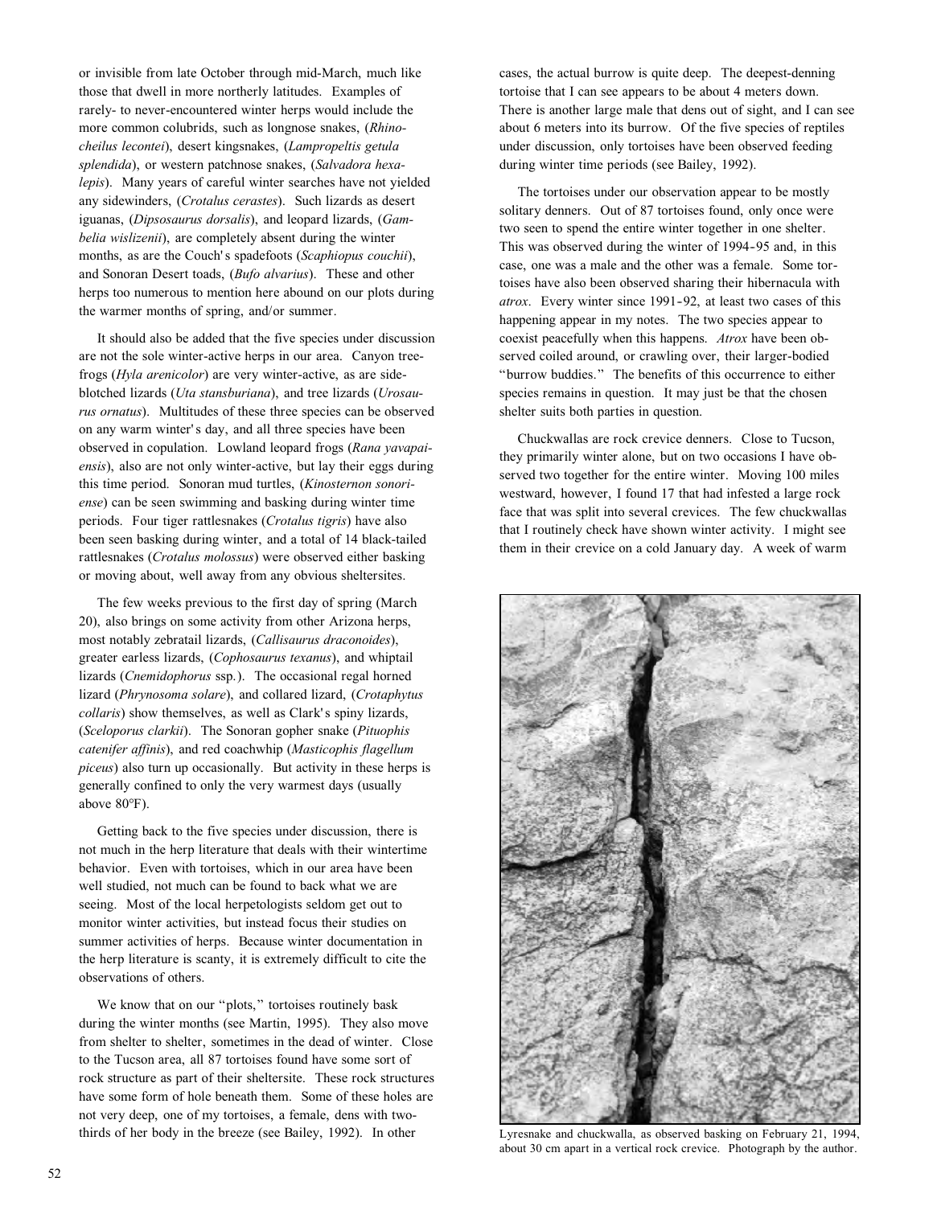or invisible from late October through mid-March, much like those that dwell in more northerly latitudes. Examples of rarely- to never-encountered winter herps would include the more common colubrids, such as longnose snakes, (*Rhinocheilus lecontei*), desert kingsnakes, (*Lampropeltis getula splendida*), or western patchnose snakes, (*Salvadora hexalepis*). Many years of careful winter searches have not yielded any sidewinders, (*Crotalus cerastes*). Such lizards as desert iguanas, (*Dipsosaurus dorsalis*), and leopard lizards, (*Gambelia wislizenii*), are completely absent during the winter months, as are the Couch's spadefoots (*Scaphiopus couchii*), and Sonoran Desert toads, (*Bufo alvarius*). These and other herps too numerous to mention here abound on our plots during the warmer months of spring, and/or summer.

It should also be added that the five species under discussion are not the sole winter-active herps in our area. Canyon treefrogs (*Hyla arenicolor*) are very winter-active, as are side-blotched lizards (*Uta stansburiana*), and tree lizards (*Urosaurus ornatus*). Multitudes of these three species can be observed on any warm winter's day, and all three species have been observed in copulation. Lowland leopard frogs (*Rana yavapaiensis*), also are not only winter-active, but lay their eggs during this time period. Sonoran mud turtles, (*Kinosternon sonoriense*) can be seen swimming and basking during winter time periods. Four tiger rattlesnakes (*Crotalus tigris*) have also been seen basking during winter, and a total of 14 black-tailed rattlesnakes (*Crotalus molossus*) were observed either basking or moving about, well away from any obvious sheltersites.

The few weeks previous to the first day of spring (March 20), also brings on some activity from other Arizona herps, most notably zebratail lizards, (*Callisaurus draconoides*), greater earless lizards, (*Cophosaurus texanus*), and whiptail lizards (*Cnemidophorus* ssp.). The occasional regal horned lizard (*Phrynosoma solare*), and collared lizard, (*Crotaphytus collaris*) show themselves, as well as Clark's spiny lizards, (*Sceloporus clarkii*). The Sonoran gopher snake (*Pituophis catenifer affinis*), and red coachwhip (*Masticophis flagellum piceus*) also turn up occasionally. But activity in these herps is generally confined to only the very warmest days (usually above 80°F).

Getting back to the five species under discussion, there is not much in the herp literature that deals with their wintertime behavior. Even with tortoises, which in our area have been well studied, not much can be found to back what we are seeing. Most of the local herpetologists seldom get out to monitor winter activities, but instead focus their studies on summer activities of herps. Because winter documentation in the herp literature is scanty, it is extremely difficult to cite the observations of others.

We know that on our "plots," tortoises routinely bask during the winter months (see Martin, 1995). They also move from shelter to shelter, sometimes in the dead of winter. Close to the Tucson area, all 87 tortoises found have some sort of rock structure as part of their sheltersite. These rock structures have some form of hole beneath them. Some of these holes are not very deep, one of my tortoises, a female, dens with two-thirds of her body in the breeze (see Bailey, 1992). In other cases, the actual burrow is quite deep. The deepest-denning tortoise that I can see appears to be about 4 meters down. There is another large male that dens out of sight, and I can see about 6 meters into its burrow. Of the five species of reptiles under discussion, only tortoises have been observed feeding during winter time periods (see Bailey, 1992).

The tortoises under our observation appear to be mostly solitary denners. Out of 87 tortoises found, only once were two seen to spend the entire winter together in one shelter. This was observed during the winter of 1994-95 and, in this case, one was a male and the other was a female. Some tortoises have also been observed sharing their hibernacula with *atrox*. Every winter since 1991-92, at least two cases of this happening appear in my notes. The two species appear to coexist peacefully when this happens. *Atrox* have been observed coiled around, or crawling over, their larger-bodied "burrow buddies." The benefits of this occurrence to either species remains in question. It may just be that the chosen shelter suits both parties in question.

Chuckwallas are rock crevice denners. Close to Tucson, they primarily winter alone, but on two occasions I have observed two together for the entire winter. Moving 100 miles westward, however, I found 17 that had infested a large rock face that was split into several crevices. The few chuckwallas that I routinely check have shown winter activity. I might see them in their crevice on a cold January day. A week of warm

Lyresnake and chuckwalla, as observed basking on February 21, 1994, about 30 cm apart in a vertical rock crevice. Photograph by the author.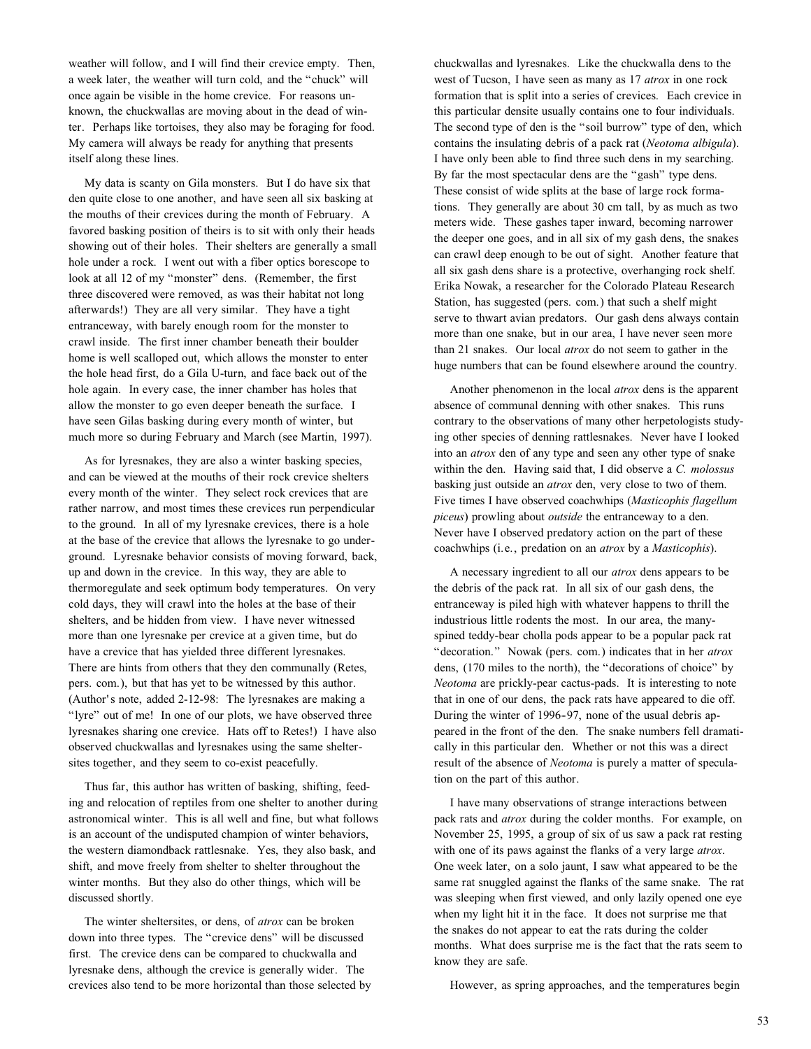weather will follow, and I will find their crevice empty. Then, a week later, the weather will turn cold, and the "chuck" will once again be visible in the home crevice. For reasons unknown, the chuckwallas are moving about in the dead of winter. Perhaps like tortoises, they also may be foraging for food. My camera will always be ready for anything that presents itself along these lines.

My data is scanty on Gila monsters. But I do have six that den quite close to one another, and have seen all six basking at the mouths of their crevices during the month of February. A favored basking position of theirs is to sit with only their heads showing out of their holes. Their shelters are generally a small hole under a rock. I went out with a fiber optics borescope to look at all 12 of my "monster" dens. (Remember, the first three discovered were removed, as was their habitat not long afterwards!) They are all very similar. They have a tight entranceway, with barely enough room for the monster to crawl inside. The first inner chamber beneath their boulder home is well scalloped out, which allows the monster to enter the hole head first, do a Gila U-turn, and face back out of the hole again. In every case, the inner chamber has holes that allow the monster to go even deeper beneath the surface. I have seen Gilas basking during every month of winter, but much more so during February and March (see Martin, 1997).

As for lyresnakes, they are also a winter basking species, and can be viewed at the mouths of their rock crevice shelters every month of the winter. They select rock crevices that are rather narrow, and most times these crevices run perpendicular to the ground. In all of my lyresnake crevices, there is a hole at the base of the crevice that allows the lyresnake to go underground. Lyresnake behavior consists of moving forward, back, up and down in the crevice. In this way, they are able to thermoregulate and seek optimum body temperatures. On very cold days, they will crawl into the holes at the base of their shelters, and be hidden from view. I have never witnessed more than one lyresnake per crevice at a given time, but do have a crevice that has yielded three different lyresnakes. There are hints from others that they den communally (Retes, pers. com.), but that has yet to be witnessed by this author. (Author's note, added 2-12-98: The lyresnakes are making a "lyre" out of me! In one of our plots, we have observed three lyresnakes sharing one crevice. Hats off to Retes!) I have also observed chuckwallas and lyresnakes using the same sheltersites together, and they seem to co-exist peacefully.

Thus far, this author has written of basking, shifting, feeding and relocation of reptiles from one shelter to another during astronomical winter. This is all well and fine, but what follows is an account of the undisputed champion of winter behaviors, the western diamondback rattlesnake. Yes, they also bask, and shift, and move freely from shelter to shelter throughout the winter months. But they also do other things, which will be discussed shortly.

The winter sheltersites, or dens, of *atrox* can be broken down into three types. The "crevice dens" will be discussed first. The crevice dens can be compared to chuckwalla and lyresnake dens, although the crevice is generally wider. The crevices also tend to be more horizontal than those selected by chuckwallas and lyresnakes. Like the chuckwalla dens to the west of Tucson, I have seen as many as 17 *atrox* in one rock formation that is split into a series of crevices. Each crevice in this particular densite usually contains one to four individuals. The second type of den is the "soil burrow" type of den, which contains the insulating debris of a pack rat (*Neotoma albigula*). I have only been able to find three such dens in my searching. By far the most spectacular dens are the "gash" type dens. These consist of wide splits at the base of large rock formations. They generally are about 30 cm tall, by as much as two meters wide. These gashes taper inward, becoming narrower the deeper one goes, and in all six of my gash dens, the snakes can crawl deep enough to be out of sight. Another feature that all six gash dens share is a protective, overhanging rock shelf. Erika Nowak, a researcher for the Colorado Plateau Research Station, has suggested (pers. com.) that such a shelf might serve to thwart avian predators. Our gash dens always contain more than one snake, but in our area, I have never seen more than 21 snakes. Our local *atrox* do not seem to gather in the huge numbers that can be found elsewhere around the country.

Another phenomenon in the local *atrox* dens is the apparent absence of communal denning with other snakes. This runs contrary to the observations of many other herpetologists studying other species of denning rattlesnakes. Never have I looked into an *atrox* den of any type and seen any other type of snake within the den. Having said that, I did observe a *C. molossus* basking just outside an *atrox* den, very close to two of them. Five times I have observed coachwhips (*Masticophis flagellum piceus*) prowling about *outside* the entranceway to a den. Never have I observed predatory action on the part of these coachwhips (i.e., predation on an *atrox* by a *Masticophis*).

A necessary ingredient to all our *atrox* dens appears to be the debris of the pack rat. In all six of our gash dens, the entranceway is piled high with whatever happens to thrill the industrious little rodents the most. In our area, the many-spined teddy-bear cholla pods appear to be a popular pack rat "decoration." Nowak (pers. com.) indicates that in her *atrox* dens, (170 miles to the north), the "decorations of choice" by *Neotoma* are prickly-pear cactus-pads. It is interesting to note that in one of our dens, the pack rats have appeared to die off. During the winter of 1996-97, none of the usual debris appeared in the front of the den. The snake numbers fell dramatically in this particular den. Whether or not this was a direct result of the absence of *Neotoma* is purely a matter of speculation on the part of this author.

I have many observations of strange interactions between pack rats and *atrox* during the colder months. For example, on November 25, 1995, a group of six of us saw a pack rat resting with one of its paws against the flanks of a very large *atrox*. One week later, on a solo jaunt, I saw what appeared to be the same rat snuggled against the flanks of the same snake. The rat was sleeping when first viewed, and only lazily opened one eye when my light hit it in the face. It does not surprise me that the snakes do not appear to eat the rats during the colder months. What does surprise me is the fact that the rats seem to know they are safe.

However, as spring approaches, and the temperatures begin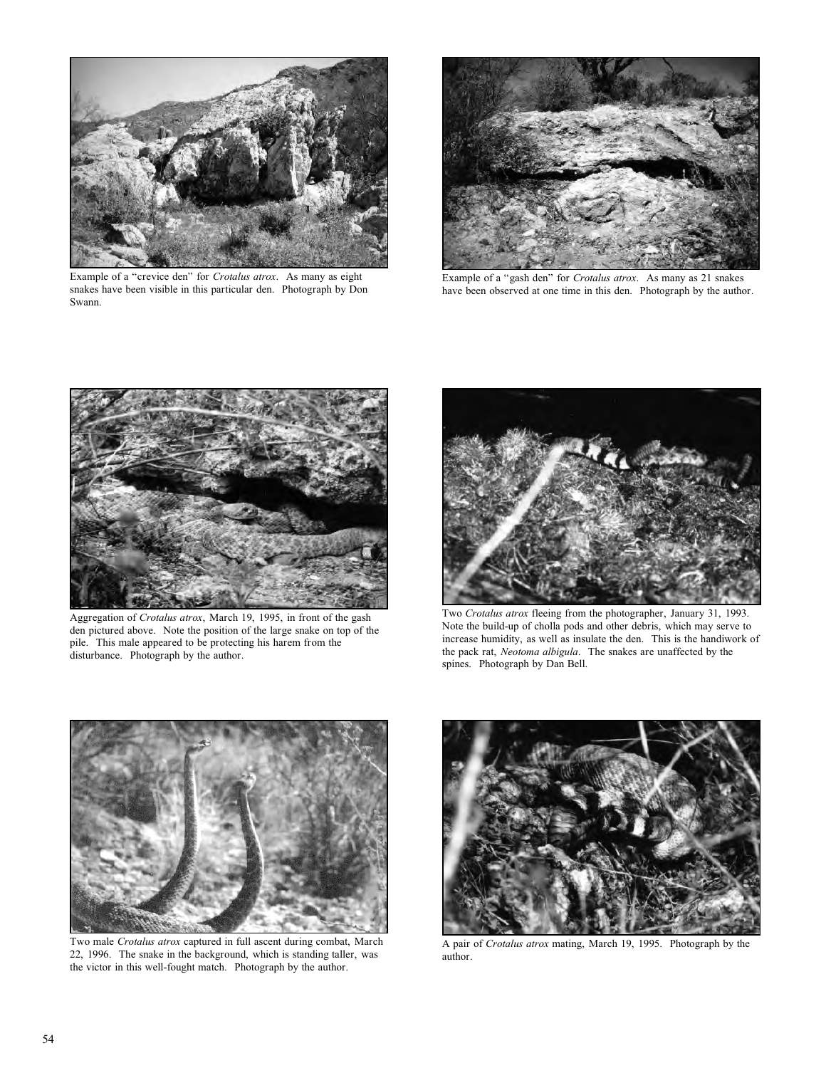Example of a "crevice den" for *Crotalus atrox*. As many as eight snakes have been visible in this particular den. Photograph by Don Swann.

Example of a "gash den" for *Crotalus atrox*. As many as 21 snakes have been observed at one time in this den. Photograph by the author.

Aggregation of *Crotalus atrox*, March 19, 1995, in front of the gash den pictured above. Note the position of the large snake on top of the pile. This male appeared to be protecting his harem from the disturbance. Photograph by the author.

Two *Crotalus atrox* fleeing from the photographer, January 31, 1993. Note the build-up of cholla pods and other debris, which may serve to increase humidity, as well as insulate the den. This is the handiwork of the pack rat, *Neotoma albigula*. The snakes are unaffected by the spines. Photograph by Dan Bell.

Two male *Crotalus atrox* captured in full ascent during combat, March 22, 1996. The snake in the background, which is standing taller, was the victor in this well-fought match. Photograph by the author.

A pair of *Crotalus atrox* mating, March 19, 1995. Photograph by the author.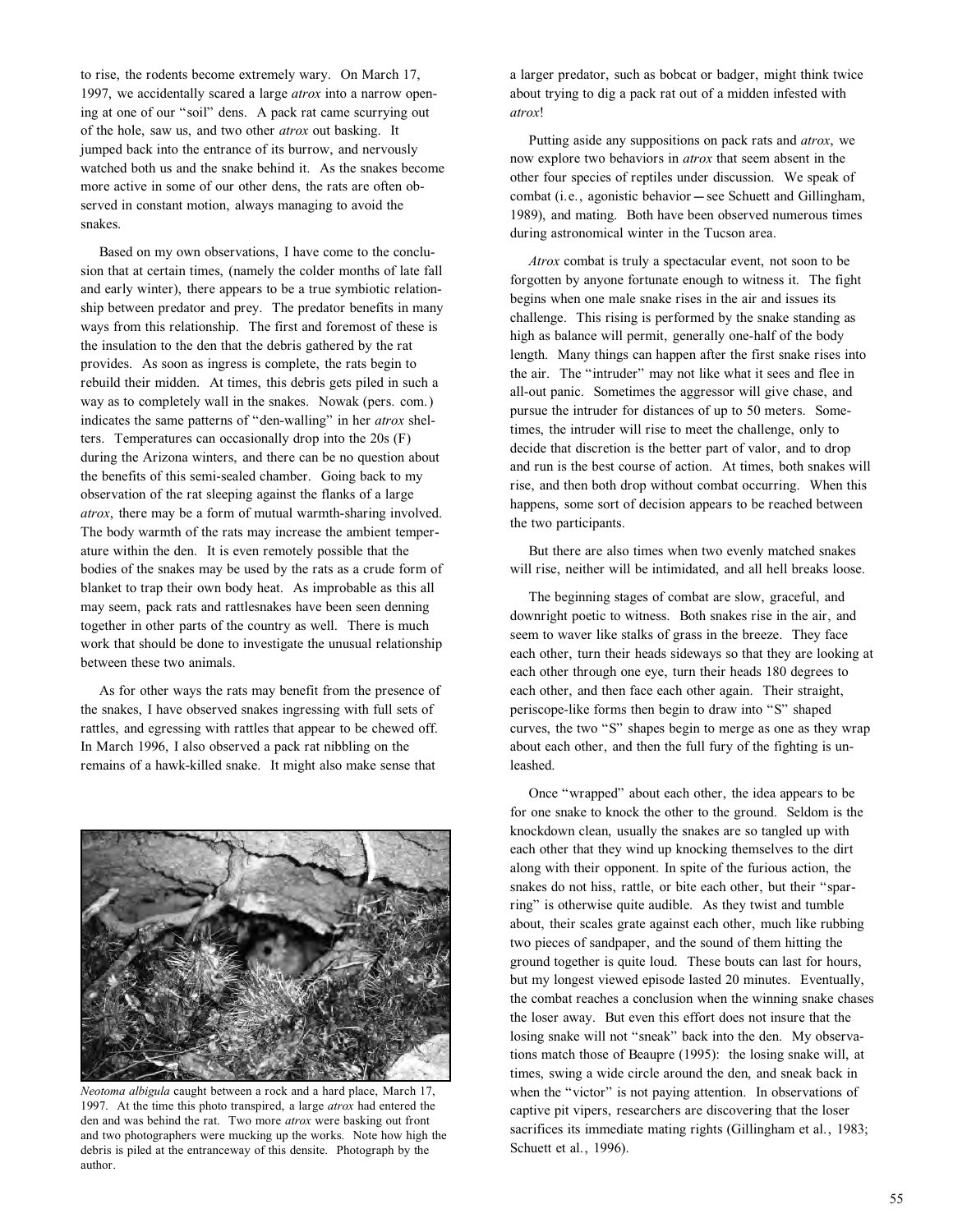to rise, the rodents become extremely wary. On March 17, 1997, we accidentally scared a large *atrox* into a narrow opening at one of our "soil" dens. A pack rat came scurrying out of the hole, saw us, and two other *atrox* out basking. It jumped back into the entrance of its burrow, and nervously watched both us and the snake behind it. As the snakes become more active in some of our other dens, the rats are often observed in constant motion, always managing to avoid the snakes.

Based on my own observations, I have come to the conclusion that at certain times, (namely the colder months of late fall and early winter), there appears to be a true symbiotic relationship between predator and prey. The predator benefits in many ways from this relationship. The first and foremost of these is the insulation to the den that the debris gathered by the rat provides. As soon as ingress is complete, the rats begin to rebuild their midden. At times, this debris gets piled in such a way as to completely wall in the snakes. Nowak (pers. com.) indicates the same patterns of "den-walling" in her *atrox* shelters. Temperatures can occasionally drop into the 20s (F) during the Arizona winters, and there can be no question about the benefits of this semi-sealed chamber. Going back to my observation of the rat sleeping against the flanks of a large *atrox*, there may be a form of mutual warmth-sharing involved. The body warmth of the rats may increase the ambient temperature within the den. It is even remotely possible that the bodies of the snakes may be used by the rats as a crude form of blanket to trap their own body heat. As improbable as this all may seem, pack rats and rattlesnakes have been seen denning together in other parts of the country as well. There is much work that should be done to investigate the unusual relationship between these two animals.

As for other ways the rats may benefit from the presence of the snakes, I have observed snakes ingressing with full sets of rattles, and egressing with rattles that appear to be chewed off. In March 1996, I also observed a pack rat nibbling on the remains of a hawk-killed snake. It might also make sense that a larger predator, such as bobcat or badger, might think twice about trying to dig a pack rat out of a midden infested with *atrox*!

*Neotoma albigula* caught between a rock and a hard place, March 17, 1997. At the time this photo transpired, a large *atrox* had entered the den and was behind the rat. Two more *atrox* were basking out front and two photographers were mucking up the works. Note how high the debris is piled at the entranceway of this densite. Photograph by the author.

Putting aside any suppositions on pack rats and *atrox*, we now explore two behaviors in *atrox* that seem absent in the other four species of reptiles under discussion. We speak of combat (i.e., agonistic behavior—see Schuett and Gillingham, 1989), and mating. Both have been observed numerous times during astronomical winter in the Tucson area.

*Atrox* combat is truly a spectacular event, not soon to be forgotten by anyone fortunate enough to witness it. The fight begins when one male snake rises in the air and issues its challenge. This rising is performed by the snake standing as high as balance will permit, generally one-half of the body length. Many things can happen after the first snake rises into the air. The "intruder" may not like what it sees and flee in all-out panic. Sometimes the aggressor will give chase, and pursue the intruder for distances of up to 50 meters. Sometimes, the intruder will rise to meet the challenge, only to decide that discretion is the better part of valor, and to drop and run is the best course of action. At times, both snakes will rise, and then both drop without combat occurring. When this happens, some sort of decision appears to be reached between the two participants.

But there are also times when two evenly matched snakes will rise, neither will be intimidated, and all hell breaks loose.

The beginning stages of combat are slow, graceful, and downright poetic to witness. Both snakes rise in the air, and seem to waver like stalks of grass in the breeze. They face each other, turn their heads sideways so that they are looking at each other through one eye, turn their heads 180 degrees to each other, and then face each other again. Their straight, periscope-like forms then begin to draw into "S" shaped curves, the two "S" shapes begin to merge as one as they wrap about each other, and then the full fury of the fighting is unleashed.

Once "wrapped" about each other, the idea appears to be for one snake to knock the other to the ground. Seldom is the knockdown clean, usually the snakes are so tangled up with each other that they wind up knocking themselves to the dirt along with their opponent. In spite of the furious action, the snakes do not hiss, rattle, or bite each other, but their "sparring" is otherwise quite audible. As they twist and tumble about, their scales grate against each other, much like rubbing two pieces of sandpaper, and the sound of them hitting the ground together is quite loud. These bouts can last for hours, but my longest viewed episode lasted 20 minutes. Eventually, the combat reaches a conclusion when the winning snake chases the loser away. But even this effort does not insure that the losing snake will not "sneak" back into the den. My observations match those of Beaupre (1995): the losing snake will, at times, swing a wide circle around the den, and sneak back in when the "victor" is not paying attention. In observations of captive pit vipers, researchers are discovering that the loser sacrifices its immediate mating rights (Gillingham et al., 1983; Schuett et al., 1996).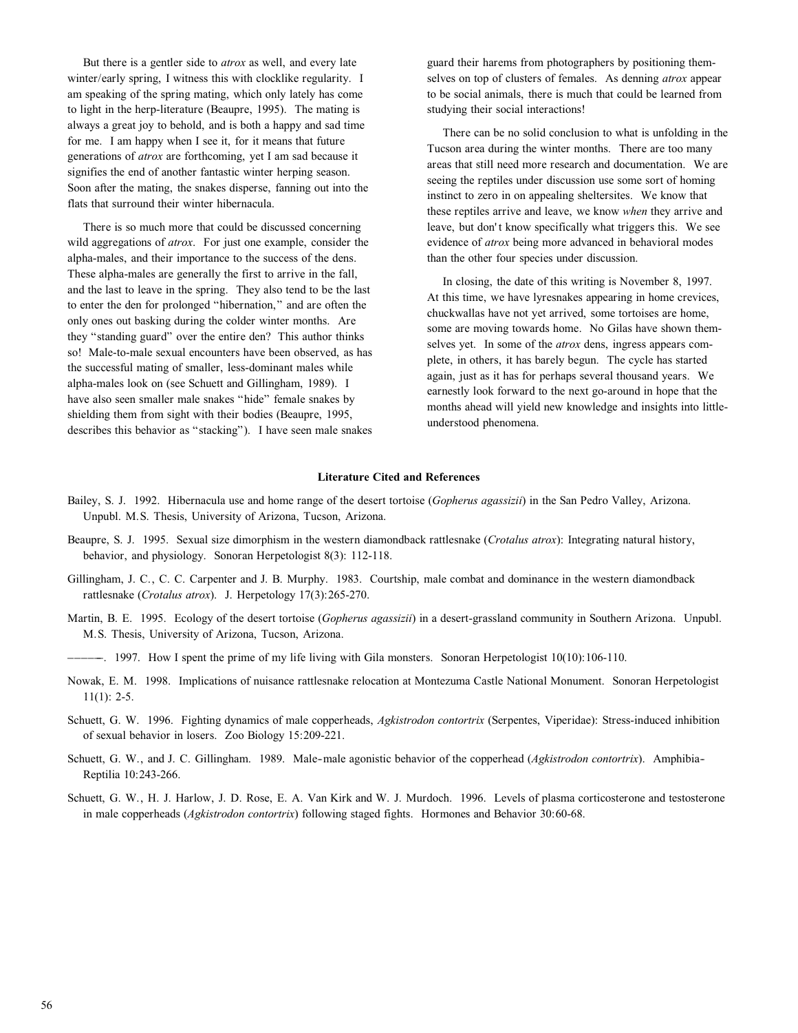But there is a gentler side to *atrox* as well, and every late winter/early spring, I witness this with clocklike regularity. I am speaking of the spring mating, which only lately has come to light in the herp-literature (Beaupre, 1995). The mating is always a great joy to behold, and is both a happy and sad time for me. I am happy when I see it, for it means that future generations of *atrox* are forthcoming, yet I am sad because it signifies the end of another fantastic winter herping season. Soon after the mating, the snakes disperse, fanning out into the flats that surround their winter hibernacula.

There is so much more that could be discussed concerning wild aggregations of *atrox*. For just one example, consider the alpha-males, and their importance to the success of the dens. These alpha-males are generally the first to arrive in the fall, and the last to leave in the spring. They also tend to be the last to enter the den for prolonged "hibernation," and are often the only ones out basking during the colder winter months. Are they "standing guard" over the entire den? This author thinks so! Male-to-male sexual encounters have been observed, as has the successful mating of smaller, less-dominant males while alpha-males look on (see Schuett and Gillingham, 1989). I have also seen smaller male snakes "hide" female snakes by shielding them from sight with their bodies (Beaupre, 1995, describes this behavior as "stacking"). I have seen male snakes guard their harems from photographers by positioning themselves on top of clusters of females. As denning *atrox* appear to be social animals, there is much that could be learned from studying their social interactions!

There can be no solid conclusion to what is unfolding in the Tucson area during the winter months. There are too many areas that still need more research and documentation. We are seeing the reptiles under discussion use some sort of homing instinct to zero in on appealing sheltersites. We know that these reptiles arrive and leave, we know *when* they arrive and leave, but don't know specifically what triggers this. We see evidence of *atrox* being more advanced in behavioral modes than the other four species under discussion.

In closing, the date of this writing is November 8, 1997. At this time, we have lyresnakes appearing in home crevices, chuckwallas have not yet arrived, some tortoises are home, some are moving towards home. No Gilas have shown themselves yet. In some of the *atrox* dens, ingress appears complete, in others, it has barely begun. The cycle has started again, just as it has for perhaps several thousand years. We earnestly look forward to the next go-around in hope that the months ahead will yield new knowledge and insights into little-understood phenomena.

**Literature Cited and References**

Bailey, S. J. 1992. Hibernacula use and home range of the desert tortoise (*Gopherus agassizii*) in the San Pedro Valley, Arizona. Unpubl. M.S. Thesis, University of Arizona, Tucson, Arizona.

Beaupre, S. J. 1995. Sexual size dimorphism in the western diamondback rattlesnake (*Crotalus atrox*): Integrating natural history, behavior, and physiology. Sonoran Herpetologist 8(3): 112-118.

Gillingham, J. C., C. C. Carpenter and J. B. Murphy. 1983. Courtship, male combat and dominance in the western diamondback rattlesnake (*Crotalus atrox*). J. Herpetology 17(3):265-270.

Martin, B. E. 1995. Ecology of the desert tortoise (*Gopherus agassizii*) in a desert-grassland community in Southern Arizona. Unpubl. M.S. Thesis, University of Arizona, Tucson, Arizona.

——––. 1997. How I spent the prime of my life living with Gila monsters. Sonoran Herpetologist 10(10):106-110.

Nowak, E. M. 1998. Implications of nuisance rattlesnake relocation at Montezuma Castle National Monument. Sonoran Herpetologist 11(1): 2-5.

Schuett, G. W. 1996. Fighting dynamics of male copperheads, *Agkistrodon contortrix* (Serpentes, Viperidae): Stress-induced inhibition of sexual behavior in losers. Zoo Biology 15:209-221.

Schuett, G. W., and J. C. Gillingham. 1989. Male-male agonistic behavior of the copperhead (*Agkistrodon contortrix*). Amphibia-Reptilia 10:243-266.

Schuett, G. W., H. J. Harlow, J. D. Rose, E. A. Van Kirk and W. J. Murdoch. 1996. Levels of plasma corticosterone and testosterone in male copperheads (*Agkistrodon contortrix*) following staged fights. Hormones and Behavior 30:60-68.